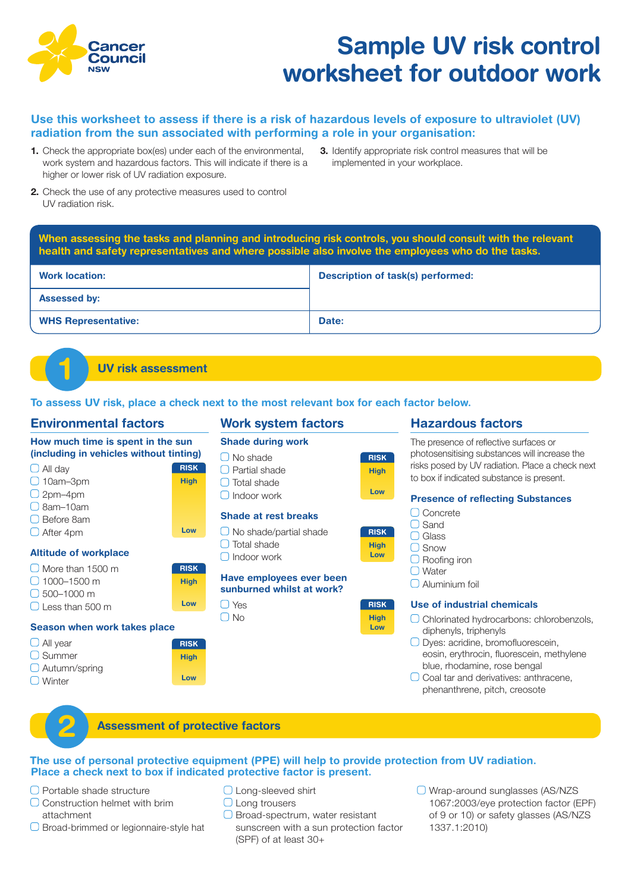Cancer Council NSW

# Sample UV risk control worksheet for outdoor work

**Use this worksheet to assess if there is a risk of hazardous levels of exposure to ultraviolet (UV) radiation from the sun associated with performing a role in your organisation:**

1. Check the appropriate box(es) under each of the environmental, work system and hazardous factors. This will indicate if there is a higher or lower risk of UV radiation exposure.
2. Check the use of any protective measures used to control UV radiation risk.
3. Identify appropriate risk control measures that will be implemented in your workplace.

**When assessing the tasks and planning and introducing risk controls, you should consult with the relevant health and safety representatives and where possible also involve the employees who do the tasks.**

| **Work location:** | **Description of task(s) performed:** |
|---|---|
| **Assessed by:** | |
| **WHS Representative:** | **Date:** |

## 1 UV risk assessment

**To assess UV risk, place a check next to the most relevant box for each factor below.**

### Environmental factors

**How much time is spent in the sun (including in vehicles without tinting)**

RISK: High → Low

- ☐ All day
- ☐ 10am–3pm
- ☐ 2pm–4pm
- ☐ 8am–10am
- ☐ Before 8am
- ☐ After 4pm

**Altitude of workplace**

RISK: High → Low

- ☐ More than 1500 m
- ☐ 1000–1500 m
- ☐ 500–1000 m
- ☐ Less than 500 m

**Season when work takes place**

RISK: High → Low

- ☐ All year
- ☐ Summer
- ☐ Autumn/spring
- ☐ Winter

### Work system factors

**Shade during work**

RISK: High → Low

- ☐ No shade
- ☐ Partial shade
- ☐ Total shade
- ☐ Indoor work

**Shade at rest breaks**

RISK: High → Low

- ☐ No shade/partial shade
- ☐ Total shade
- ☐ Indoor work

**Have employees ever been sunburned whilst at work?**

RISK: High → Low

- ☐ Yes
- ☐ No

### Hazardous factors

The presence of reflective surfaces or photosensitising substances will increase the risks posed by UV radiation. Place a check next to box if indicated substance is present.

**Presence of reflecting Substances**

- ☐ Concrete
- ☐ Sand
- ☐ Glass
- ☐ Snow
- ☐ Roofing iron
- ☐ Water
- ☐ Aluminium foil

**Use of industrial chemicals**

- ☐ Chlorinated hydrocarbons: chlorobenzols, diphenyls, triphenyls
- ☐ Dyes: acridine, bromofluorescein, eosin, erythrocin, fluorescein, methylene blue, rhodamine, rose bengal
- ☐ Coal tar and derivatives: anthracene, phenanthrene, pitch, creosote

## 2 Assessment of protective factors

**The use of personal protective equipment (PPE) will help to provide protection from UV radiation. Place a check next to box if indicated protective factor is present.**

- ☐ Portable shade structure
- ☐ Construction helmet with brim attachment
- ☐ Broad-brimmed or legionnaire-style hat
- ☐ Long-sleeved shirt
- ☐ Long trousers
- ☐ Broad-spectrum, water resistant sunscreen with a sun protection factor (SPF) of at least 30+
- ☐ Wrap-around sunglasses (AS/NZS 1067:2003/eye protection factor (EPF) of 9 or 10) or safety glasses (AS/NZS 1337.1:2010)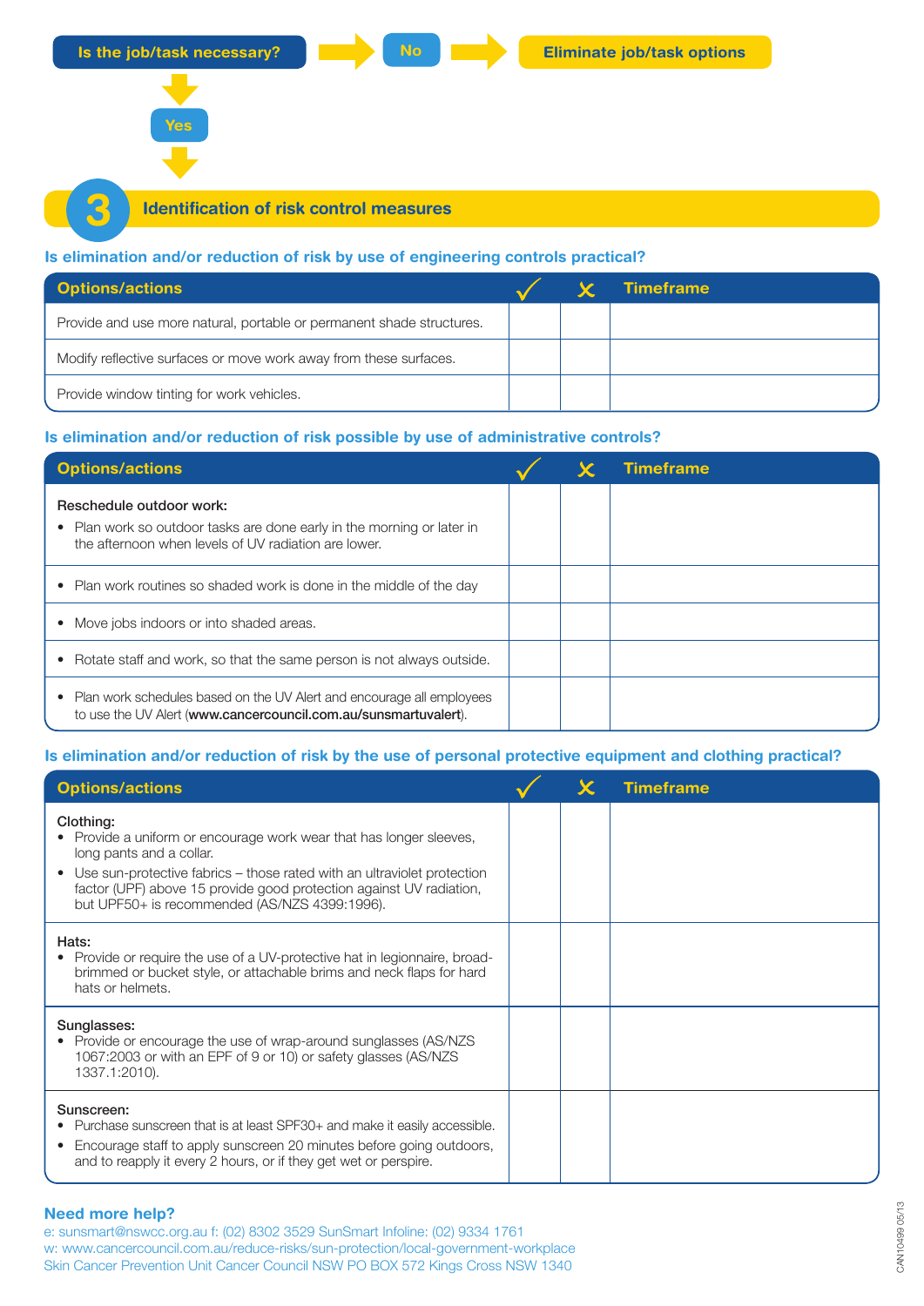**Is the job/task necessary?** → **No** → **Eliminate job/task options**

↓

**Yes**

↓

## 3 Identification of risk control measures

### Is elimination and/or reduction of risk by use of engineering controls practical?

| Options/actions | ✓ | ✗ | Timeframe |
|---|---|---|---|
| Provide and use more natural, portable or permanent shade structures. | | | |
| Modify reflective surfaces or move work away from these surfaces. | | | |
| Provide window tinting for work vehicles. | | | |

### Is elimination and/or reduction of risk possible by use of administrative controls?

| Options/actions | ✓ | ✗ | Timeframe |
|---|---|---|---|
| Reschedule outdoor work:<br>• Plan work so outdoor tasks are done early in the morning or later in the afternoon when levels of UV radiation are lower. | | | |
| • Plan work routines so shaded work is done in the middle of the day | | | |
| • Move jobs indoors or into shaded areas. | | | |
| • Rotate staff and work, so that the same person is not always outside. | | | |
| • Plan work schedules based on the UV Alert and encourage all employees to use the UV Alert (**www.cancercouncil.com.au/sunsmartuvalert**). | | | |

### Is elimination and/or reduction of risk by the use of personal protective equipment and clothing practical?

| Options/actions | ✓ | ✗ | Timeframe |
|---|---|---|---|
| Clothing:<br>• Provide a uniform or encourage work wear that has longer sleeves, long pants and a collar.<br>• Use sun-protective fabrics – those rated with an ultraviolet protection factor (UPF) above 15 provide good protection against UV radiation, but UPF50+ is recommended (AS/NZS 4399:1996). | | | |
| Hats:<br>• Provide or require the use of a UV-protective hat in legionnaire, broad-brimmed or bucket style, or attachable brims and neck flaps for hard hats or helmets. | | | |
| Sunglasses:<br>• Provide or encourage the use of wrap-around sunglasses (AS/NZS 1067:2003 or with an EPF of 9 or 10) or safety glasses (AS/NZS 1337.1:2010). | | | |
| Sunscreen:<br>• Purchase sunscreen that is at least SPF30+ and make it easily accessible.<br>• Encourage staff to apply sunscreen 20 minutes before going outdoors, and to reapply it every 2 hours, or if they get wet or perspire. | | | |

**Need more help?**

e: sunsmart@nswcc.org.au f: (02) 8302 3529 SunSmart Infoline: (02) 9334 1761
w: www.cancercouncil.com.au/reduce-risks/sun-protection/local-government-workplace
Skin Cancer Prevention Unit Cancer Council NSW PO BOX 572 Kings Cross NSW 1340

CAN10499 05/13